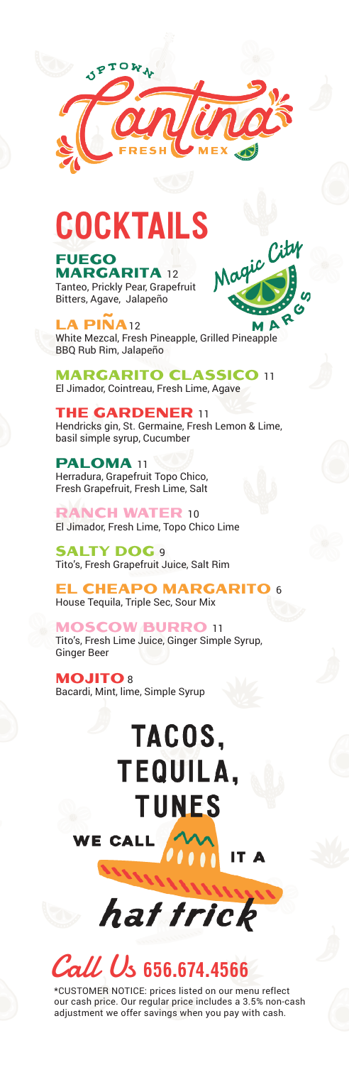UPTOWN Cantina FRESH MEX

# COCKTAILS

Magic City MARGS

### FUEGO MARGARITA 12
Tanteo, Prickly Pear, Grapefruit Bitters, Agave, Jalapeño

### LA PIÑA 12
White Mezcal, Fresh Pineapple, Grilled Pineapple BBQ Rub Rim, Jalapeño

### MARGARITO CLASSICO 11
El Jimador, Cointreau, Fresh Lime, Agave

### THE GARDENER 11
Hendricks gin, St. Germaine, Fresh Lemon & Lime, basil simple syrup, Cucumber

### PALOMA 11
Herradura, Grapefruit Topo Chico, Fresh Grapefruit, Fresh Lime, Salt

### RANCH WATER 10
El Jimador, Fresh Lime, Topo Chico Lime

### SALTY DOG 9
Tito's, Fresh Grapefruit Juice, Salt Rim

### EL CHEAPO MARGARITO 6
House Tequila, Triple Sec, Sour Mix

### MOSCOW BURRO 11
Tito's, Fresh Lime Juice, Ginger Simple Syrup, Ginger Beer

### MOJITO 8
Bacardi, Mint, lime, Simple Syrup

## TACOS, TEQUILA, TUNES

WE CALL IT A *hat trick*

## Call Us 656.674.4566

*CUSTOMER NOTICE: prices listed on our menu reflect our cash price. Our regular price includes a 3.5% non-cash adjustment we offer savings when you pay with cash.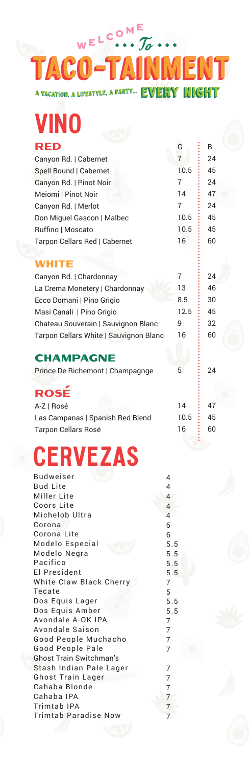WELCOME ... To ...

# TACO-TAINMENT

A VACATION, A LIFESTYLE, A PARTY... EVERY NIGHT

# VINO

## RED

| RED | G | B |
|---|---|---|
| Canyon Rd. \| Cabernet | 7 | 24 |
| Spell Bound \| Cabernet | 10.5 | 45 |
| Canyon Rd. \| Pinot Noir | 7 | 24 |
| Meiomi \| Pinot Noir | 14 | 47 |
| Canyon Rd. \| Merlot | 7 | 24 |
| Don Miguel Gascon \| Malbec | 10.5 | 45 |
| Ruffino \| Moscato | 10.5 | 45 |
| Tarpon Cellars Red \| Cabernet | 16 | 60 |

## WHITE

| | | |
|---|---|---|
| Canyon Rd. \| Chardonnay | 7 | 24 |
| La Crema Monetery \| Chardonnay | 13 | 46 |
| Ecco Domani \| Pino Grigio | 8.5 | 30 |
| Masi Canali \| Pino Grigio | 12.5 | 45 |
| Chateau Souverain \| Sauvignon Blanc | 9 | 32 |
| Tarpon Cellars White \| Sauvignon Blanc | 16 | 60 |

## CHAMPAGNE

| | | |
|---|---|---|
| Prince De Richemont \| Champagnge | 5 | 24 |

## ROSÉ

| | | |
|---|---|---|
| A-Z \| Rosé | 14 | 47 |
| Las Campanas \| Spanish Red Blend | 10.5 | 45 |
| Tarpon Cellars Rosé | 16 | 60 |

# CERVEZAS

| | |
|---|---|
| Budweiser | 4 |
| Bud Lite | 4 |
| Miller Lite | 4 |
| Coors Lite | 4 |
| Michelob Ultra | 4 |
| Corona | 6 |
| Corona Lite | 6 |
| Modelo Especial | 5.5 |
| Modelo Negra | 5.5 |
| Pacifico | 5.5 |
| El President | 5.5 |
| White Claw Black Cherry | 7 |
| Tecate | 5 |
| Dos Equis Lager | 5.5 |
| Dos Equis Amber | 5.5 |
| Avondale A-OK IPA | 7 |
| Avondale Saison | 7 |
| Good People Muchacho | 7 |
| Good People Pale | 7 |
| Ghost Train Switchman's Stash Indian Pale Lager | 7 |
| Ghost Train Lager | 7 |
| Cahaba Blonde | 7 |
| Cahaba IPA | 7 |
| Trimtab IPA | 7 |
| Trimtab Paradise Now | 7 |